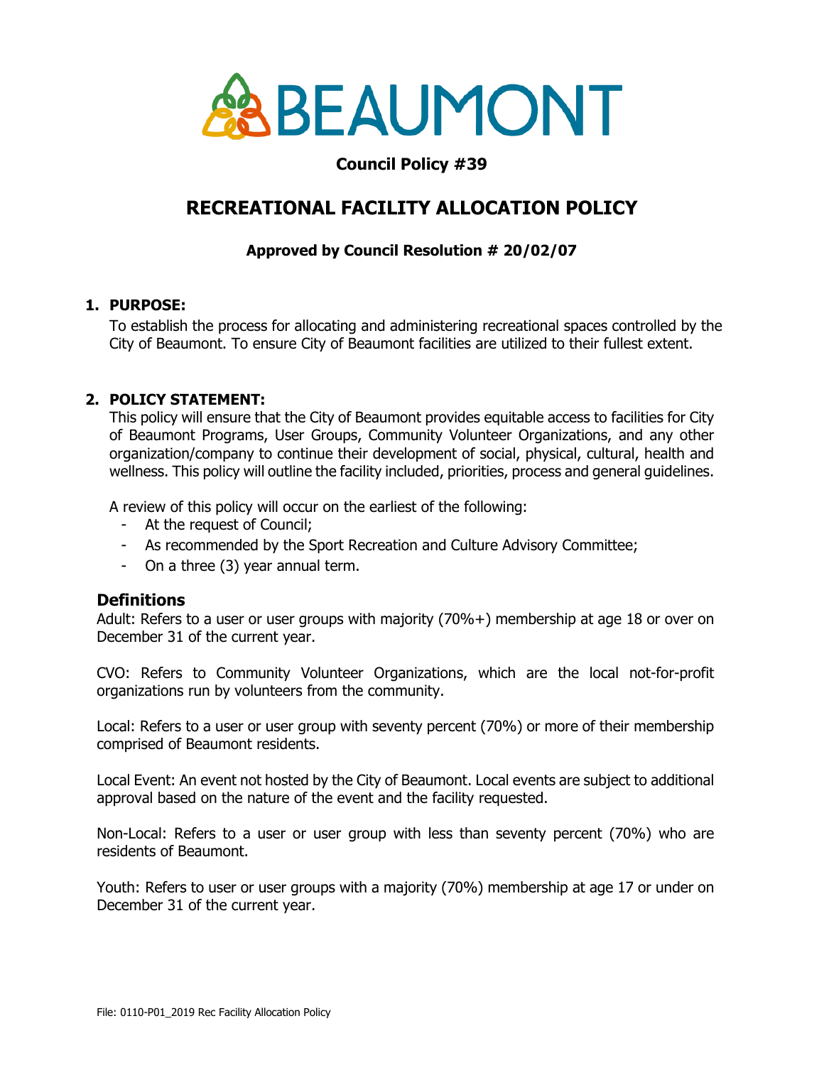# BEAUMONT

## Council Policy #39

# RECREATIONAL FACILITY ALLOCATION POLICY

**Approved by Council Resolution # 20/02/07**

## 1. PURPOSE:

To establish the process for allocating and administering recreational spaces controlled by the City of Beaumont. To ensure City of Beaumont facilities are utilized to their fullest extent.

## 2. POLICY STATEMENT:

This policy will ensure that the City of Beaumont provides equitable access to facilities for City of Beaumont Programs, User Groups, Community Volunteer Organizations, and any other organization/company to continue their development of social, physical, cultural, health and wellness. This policy will outline the facility included, priorities, process and general guidelines.

A review of this policy will occur on the earliest of the following:

- At the request of Council;
- As recommended by the Sport Recreation and Culture Advisory Committee;
- On a three (3) year annual term.

### Definitions

Adult: Refers to a user or user groups with majority (70%+) membership at age 18 or over on December 31 of the current year.

CVO: Refers to Community Volunteer Organizations, which are the local not-for-profit organizations run by volunteers from the community.

Local: Refers to a user or user group with seventy percent (70%) or more of their membership comprised of Beaumont residents.

Local Event: An event not hosted by the City of Beaumont. Local events are subject to additional approval based on the nature of the event and the facility requested.

Non-Local: Refers to a user or user group with less than seventy percent (70%) who are residents of Beaumont.

Youth: Refers to user or user groups with a majority (70%) membership at age 17 or under on December 31 of the current year.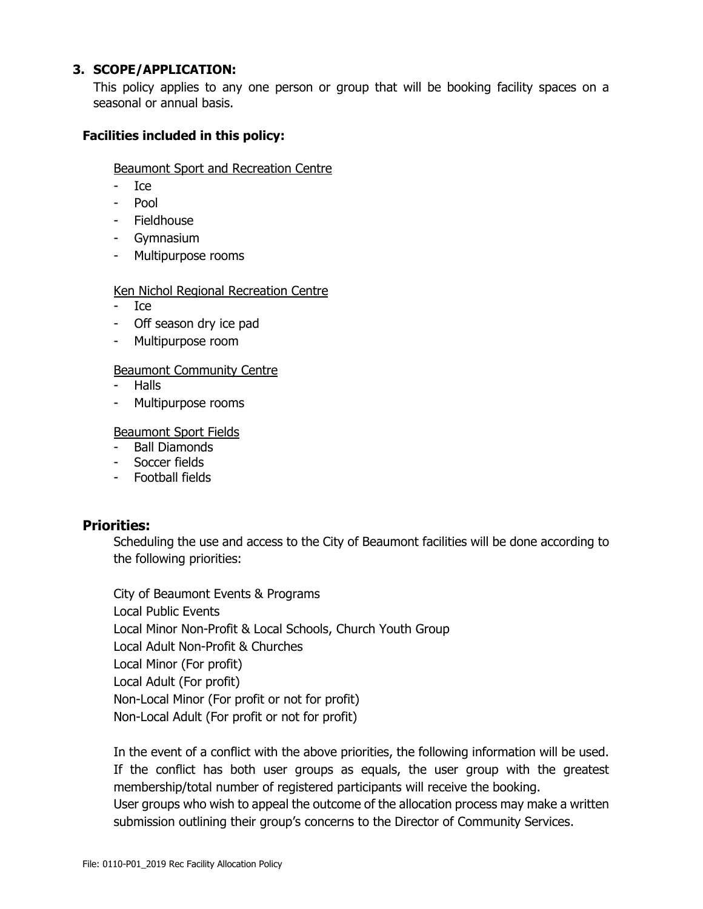## 3. SCOPE/APPLICATION:

This policy applies to any one person or group that will be booking facility spaces on a seasonal or annual basis.

### Facilities included in this policy:

Beaumont Sport and Recreation Centre

- Ice
- Pool
- Fieldhouse
- Gymnasium
- Multipurpose rooms

Ken Nichol Regional Recreation Centre

- Ice
- Off season dry ice pad
- Multipurpose room

Beaumont Community Centre

- Halls
- Multipurpose rooms

Beaumont Sport Fields

- Ball Diamonds
- Soccer fields
- Football fields

### Priorities:

Scheduling the use and access to the City of Beaumont facilities will be done according to the following priorities:

City of Beaumont Events & Programs
Local Public Events
Local Minor Non-Profit & Local Schools, Church Youth Group
Local Adult Non-Profit & Churches
Local Minor (For profit)
Local Adult (For profit)
Non-Local Minor (For profit or not for profit)
Non-Local Adult (For profit or not for profit)

In the event of a conflict with the above priorities, the following information will be used. If the conflict has both user groups as equals, the user group with the greatest membership/total number of registered participants will receive the booking.
User groups who wish to appeal the outcome of the allocation process may make a written submission outlining their group's concerns to the Director of Community Services.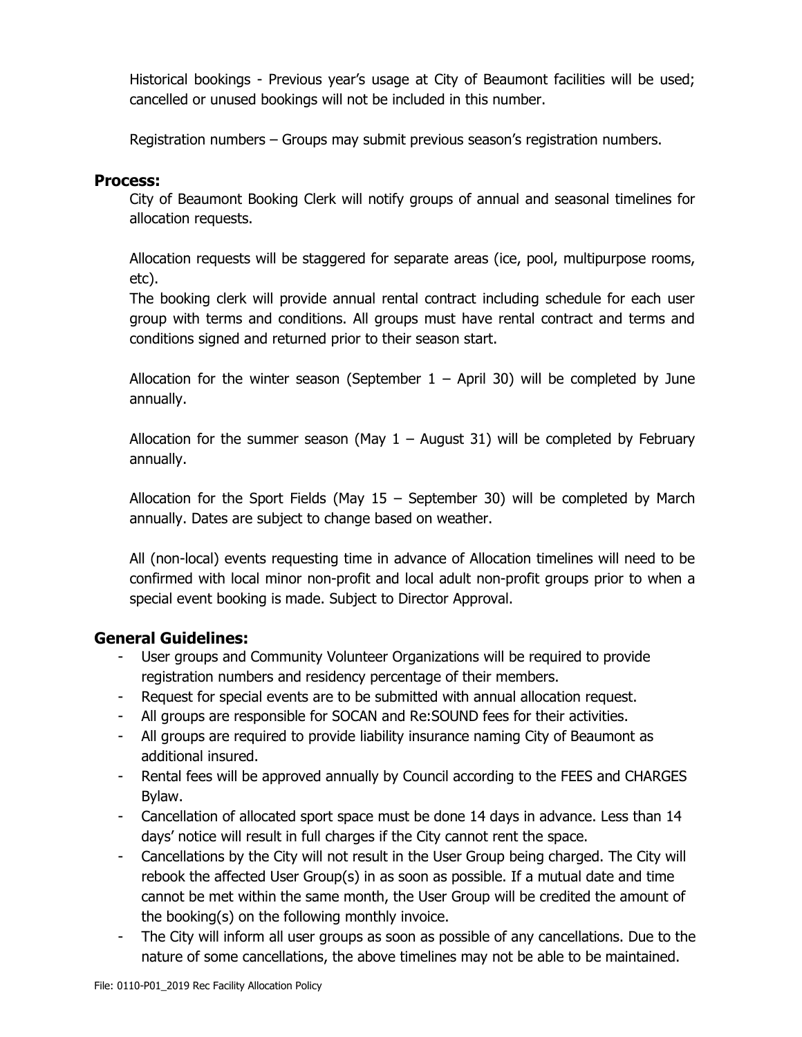Historical bookings - Previous year's usage at City of Beaumont facilities will be used; cancelled or unused bookings will not be included in this number.

Registration numbers – Groups may submit previous season's registration numbers.

## Process:

City of Beaumont Booking Clerk will notify groups of annual and seasonal timelines for allocation requests.

Allocation requests will be staggered for separate areas (ice, pool, multipurpose rooms, etc).

The booking clerk will provide annual rental contract including schedule for each user group with terms and conditions. All groups must have rental contract and terms and conditions signed and returned prior to their season start.

Allocation for the winter season (September 1 – April 30) will be completed by June annually.

Allocation for the summer season (May 1 – August 31) will be completed by February annually.

Allocation for the Sport Fields (May 15 – September 30) will be completed by March annually. Dates are subject to change based on weather.

All (non-local) events requesting time in advance of Allocation timelines will need to be confirmed with local minor non-profit and local adult non-profit groups prior to when a special event booking is made. Subject to Director Approval.

## General Guidelines:

- User groups and Community Volunteer Organizations will be required to provide registration numbers and residency percentage of their members.
- Request for special events are to be submitted with annual allocation request.
- All groups are responsible for SOCAN and Re:SOUND fees for their activities.
- All groups are required to provide liability insurance naming City of Beaumont as additional insured.
- Rental fees will be approved annually by Council according to the FEES and CHARGES Bylaw.
- Cancellation of allocated sport space must be done 14 days in advance. Less than 14 days' notice will result in full charges if the City cannot rent the space.
- Cancellations by the City will not result in the User Group being charged. The City will rebook the affected User Group(s) in as soon as possible. If a mutual date and time cannot be met within the same month, the User Group will be credited the amount of the booking(s) on the following monthly invoice.
- The City will inform all user groups as soon as possible of any cancellations. Due to the nature of some cancellations, the above timelines may not be able to be maintained.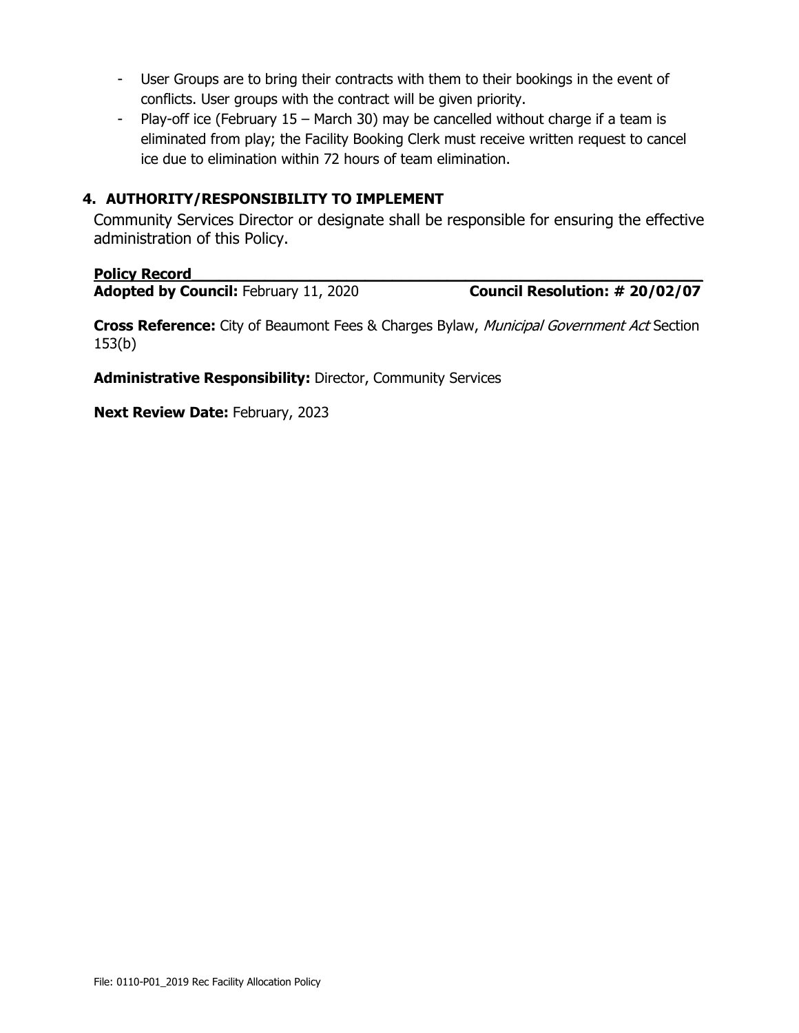- User Groups are to bring their contracts with them to their bookings in the event of conflicts. User groups with the contract will be given priority.
- Play-off ice (February 15 – March 30) may be cancelled without charge if a team is eliminated from play; the Facility Booking Clerk must receive written request to cancel ice due to elimination within 72 hours of team elimination.

## 4. AUTHORITY/RESPONSIBILITY TO IMPLEMENT

Community Services Director or designate shall be responsible for ensuring the effective administration of this Policy.

**Policy Record**

**Adopted by Council:** February 11, 2020 **Council Resolution: # 20/02/07**

**Cross Reference:** City of Beaumont Fees & Charges Bylaw, *Municipal Government Act* Section 153(b)

**Administrative Responsibility:** Director, Community Services

**Next Review Date:** February, 2023

File: 0110-P01_2019 Rec Facility Allocation Policy